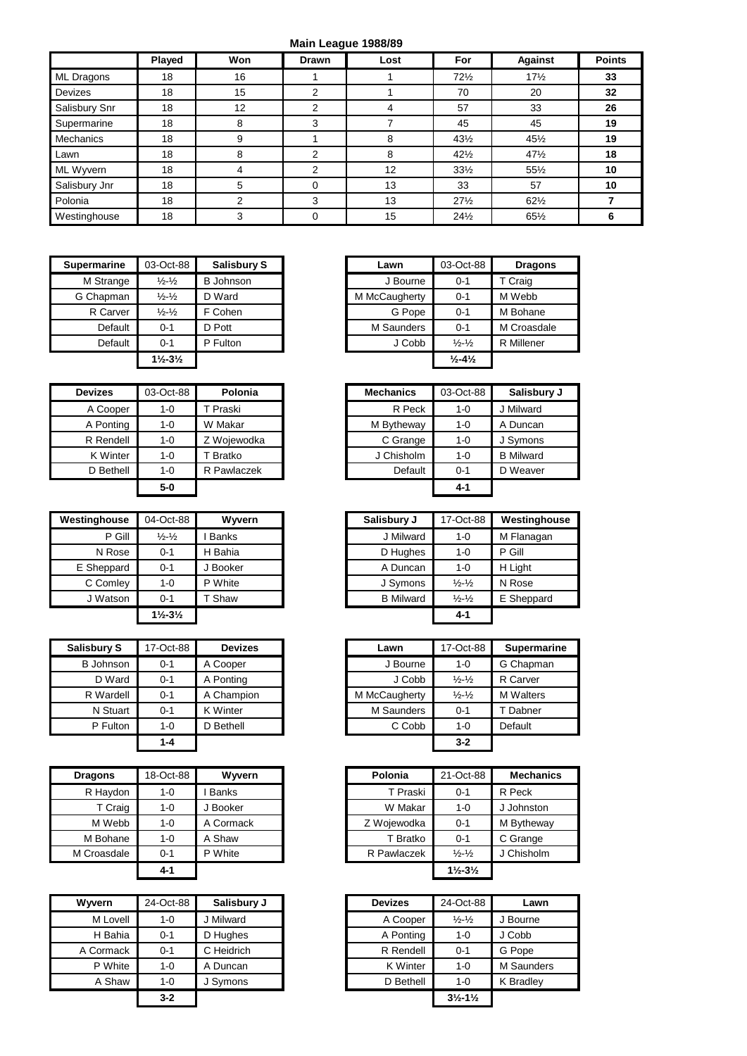**Main League 1988/89**

| | Played | Won | Drawn | Lost | For | Against | Points |
|---|---|---|---|---|---|---|---|
| ML Dragons | 18 | 16 | 1 | 1 | 72½ | 17½ | **33** |
| Devizes | 18 | 15 | 2 | 1 | 70 | 20 | **32** |
| Salisbury Snr | 18 | 12 | 2 | 4 | 57 | 33 | **26** |
| Supermarine | 18 | 8 | 3 | 7 | 45 | 45 | **19** |
| Mechanics | 18 | 9 | 1 | 8 | 43½ | 45½ | **19** |
| Lawn | 18 | 8 | 2 | 8 | 42½ | 47½ | **18** |
| ML Wyvern | 18 | 4 | 2 | 12 | 33½ | 55½ | **10** |
| Salisbury Jnr | 18 | 5 | 0 | 13 | 33 | 57 | **10** |
| Polonia | 18 | 2 | 3 | 13 | 27½ | 62½ | **7** |
| Westinghouse | 18 | 3 | 0 | 15 | 24½ | 65½ | **6** |

| Supermarine | 03-Oct-88 | Salisbury S |
|---|---|---|
| M Strange | ½-½ | B Johnson |
| G Chapman | ½-½ | D Ward |
| R Carver | ½-½ | F Cohen |
| Default | 0-1 | D Pott |
| Default | 0-1 | P Fulton |
| | **1½-3½** | |

| Lawn | 03-Oct-88 | Dragons |
|---|---|---|
| J Bourne | 0-1 | T Craig |
| M McCaugherty | 0-1 | M Webb |
| G Pope | 0-1 | M Bohane |
| M Saunders | 0-1 | M Croasdale |
| J Cobb | ½-½ | R Millener |
| | **½-4½** | |

| Devizes | 03-Oct-88 | Polonia |
|---|---|---|
| A Cooper | 1-0 | T Praski |
| A Ponting | 1-0 | W Makar |
| R Rendell | 1-0 | Z Wojewodka |
| K Winter | 1-0 | T Bratko |
| D Bethell | 1-0 | R Pawlaczek |
| | **5-0** | |

| Mechanics | 03-Oct-88 | Salisbury J |
|---|---|---|
| R Peck | 1-0 | J Milward |
| M Bytheway | 1-0 | A Duncan |
| C Grange | 1-0 | J Symons |
| J Chisholm | 1-0 | B Milward |
| Default | 0-1 | D Weaver |
| | **4-1** | |

| Westinghouse | 04-Oct-88 | Wyvern |
|---|---|---|
| P Gill | ½-½ | I Banks |
| N Rose | 0-1 | H Bahia |
| E Sheppard | 0-1 | J Booker |
| C Comley | 1-0 | P White |
| J Watson | 0-1 | T Shaw |
| | **1½-3½** | |

| Salisbury J | 17-Oct-88 | Westinghouse |
|---|---|---|
| J Milward | 1-0 | M Flanagan |
| D Hughes | 1-0 | P Gill |
| A Duncan | 1-0 | H Light |
| J Symons | ½-½ | N Rose |
| B Milward | ½-½ | E Sheppard |
| | **4-1** | |

| Salisbury S | 17-Oct-88 | Devizes |
|---|---|---|
| B Johnson | 0-1 | A Cooper |
| D Ward | 0-1 | A Ponting |
| R Wardell | 0-1 | A Champion |
| N Stuart | 0-1 | K Winter |
| P Fulton | 1-0 | D Bethell |
| | **1-4** | |

| Lawn | 17-Oct-88 | Supermarine |
|---|---|---|
| J Bourne | 1-0 | G Chapman |
| J Cobb | ½-½ | R Carver |
| M McCaugherty | ½-½ | M Walters |
| M Saunders | 0-1 | T Dabner |
| C Cobb | 1-0 | Default |
| | **3-2** | |

| Dragons | 18-Oct-88 | Wyvern |
|---|---|---|
| R Haydon | 1-0 | I Banks |
| T Craig | 1-0 | J Booker |
| M Webb | 1-0 | A Cormack |
| M Bohane | 1-0 | A Shaw |
| M Croasdale | 0-1 | P White |
| | **4-1** | |

| Polonia | 21-Oct-88 | Mechanics |
|---|---|---|
| T Praski | 0-1 | R Peck |
| W Makar | 1-0 | J Johnston |
| Z Wojewodka | 0-1 | M Bytheway |
| T Bratko | 0-1 | C Grange |
| R Pawlaczek | ½-½ | J Chisholm |
| | **1½-3½** | |

| Wyvern | 24-Oct-88 | Salisbury J |
|---|---|---|
| M Lovell | 1-0 | J Milward |
| H Bahia | 0-1 | D Hughes |
| A Cormack | 0-1 | C Heidrich |
| P White | 1-0 | A Duncan |
| A Shaw | 1-0 | J Symons |
| | **3-2** | |

| Devizes | 24-Oct-88 | Lawn |
|---|---|---|
| A Cooper | ½-½ | J Bourne |
| A Ponting | 1-0 | J Cobb |
| R Rendell | 0-1 | G Pope |
| K Winter | 1-0 | M Saunders |
| D Bethell | 1-0 | K Bradley |
| | **3½-1½** | |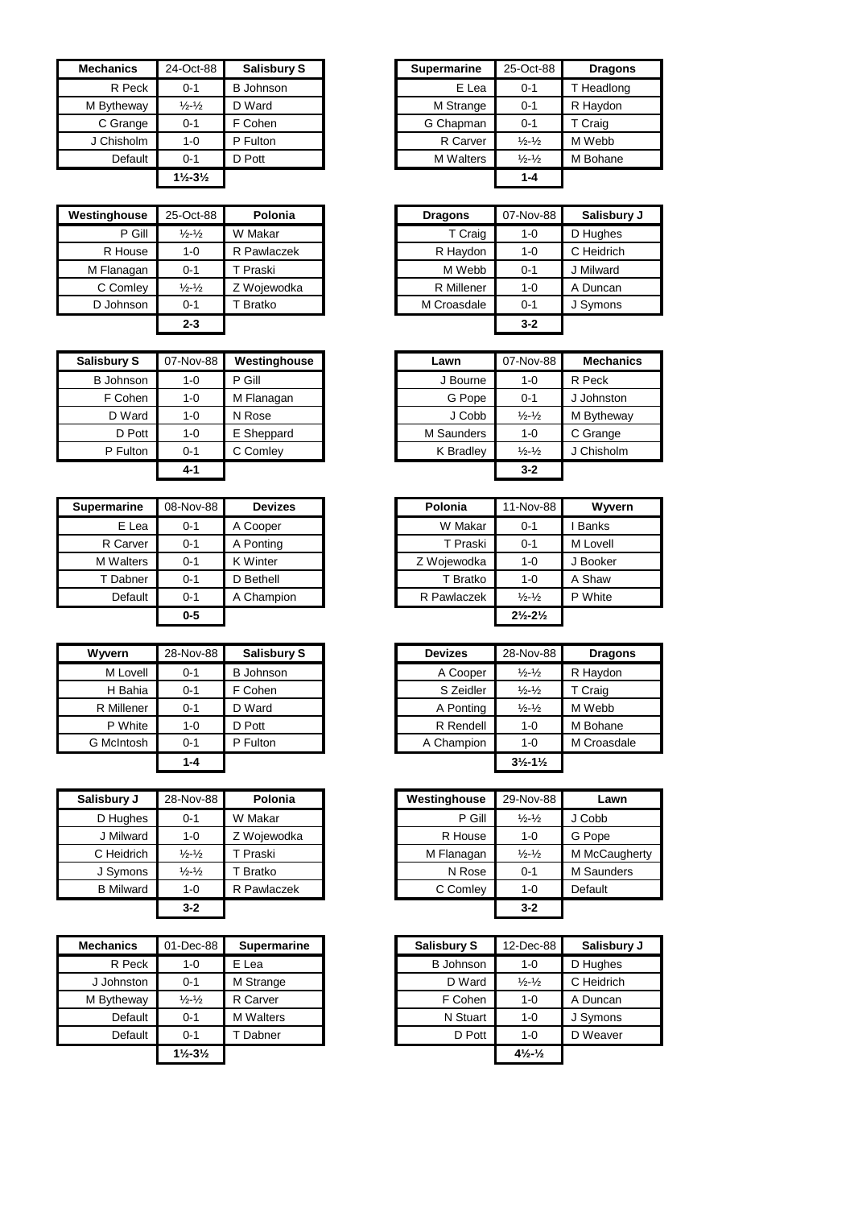| Mechanics | 24-Oct-88 | Salisbury S |
|---|---|---|
| R Peck | 0-1 | B Johnson |
| M Bytheway | ½-½ | D Ward |
| C Grange | 0-1 | F Cohen |
| J Chisholm | 1-0 | P Fulton |
| Default | 0-1 | D Pott |
| | 1½-3½ | |

| Supermarine | 25-Oct-88 | Dragons |
|---|---|---|
| E Lea | 0-1 | T Headlong |
| M Strange | 0-1 | R Haydon |
| G Chapman | 0-1 | T Craig |
| R Carver | ½-½ | M Webb |
| M Walters | ½-½ | M Bohane |
| | 1-4 | |

| Westinghouse | 25-Oct-88 | Polonia |
|---|---|---|
| P Gill | ½-½ | W Makar |
| R House | 1-0 | R Pawlaczek |
| M Flanagan | 0-1 | T Praski |
| C Comley | ½-½ | Z Wojewodka |
| D Johnson | 0-1 | T Bratko |
| | 2-3 | |

| Dragons | 07-Nov-88 | Salisbury J |
|---|---|---|
| T Craig | 1-0 | D Hughes |
| R Haydon | 1-0 | C Heidrich |
| M Webb | 0-1 | J Milward |
| R Millener | 1-0 | A Duncan |
| M Croasdale | 0-1 | J Symons |
| | 3-2 | |

| Salisbury S | 07-Nov-88 | Westinghouse |
|---|---|---|
| B Johnson | 1-0 | P Gill |
| F Cohen | 1-0 | M Flanagan |
| D Ward | 1-0 | N Rose |
| D Pott | 1-0 | E Sheppard |
| P Fulton | 0-1 | C Comley |
| | 4-1 | |

| Lawn | 07-Nov-88 | Mechanics |
|---|---|---|
| J Bourne | 1-0 | R Peck |
| G Pope | 0-1 | J Johnston |
| J Cobb | ½-½ | M Bytheway |
| M Saunders | 1-0 | C Grange |
| K Bradley | ½-½ | J Chisholm |
| | 3-2 | |

| Supermarine | 08-Nov-88 | Devizes |
|---|---|---|
| E Lea | 0-1 | A Cooper |
| R Carver | 0-1 | A Ponting |
| M Walters | 0-1 | K Winter |
| T Dabner | 0-1 | D Bethell |
| Default | 0-1 | A Champion |
| | 0-5 | |

| Polonia | 11-Nov-88 | Wyvern |
|---|---|---|
| W Makar | 0-1 | I Banks |
| T Praski | 0-1 | M Lovell |
| Z Wojewodka | 1-0 | J Booker |
| T Bratko | 1-0 | A Shaw |
| R Pawlaczek | ½-½ | P White |
| | 2½-2½ | |

| Wyvern | 28-Nov-88 | Salisbury S |
|---|---|---|
| M Lovell | 0-1 | B Johnson |
| H Bahia | 0-1 | F Cohen |
| R Millener | 0-1 | D Ward |
| P White | 1-0 | D Pott |
| G McIntosh | 0-1 | P Fulton |
| | 1-4 | |

| Devizes | 28-Nov-88 | Dragons |
|---|---|---|
| A Cooper | ½-½ | R Haydon |
| S Zeidler | ½-½ | T Craig |
| A Ponting | ½-½ | M Webb |
| R Rendell | 1-0 | M Bohane |
| A Champion | 1-0 | M Croasdale |
| | 3½-1½ | |

| Salisbury J | 28-Nov-88 | Polonia |
|---|---|---|
| D Hughes | 0-1 | W Makar |
| J Milward | 1-0 | Z Wojewodka |
| C Heidrich | ½-½ | T Praski |
| J Symons | ½-½ | T Bratko |
| B Milward | 1-0 | R Pawlaczek |
| | 3-2 | |

| Westinghouse | 29-Nov-88 | Lawn |
|---|---|---|
| P Gill | ½-½ | J Cobb |
| R House | 1-0 | G Pope |
| M Flanagan | ½-½ | M McCaugherty |
| N Rose | 0-1 | M Saunders |
| C Comley | 1-0 | Default |
| | 3-2 | |

| Mechanics | 01-Dec-88 | Supermarine |
|---|---|---|
| R Peck | 1-0 | E Lea |
| J Johnston | 0-1 | M Strange |
| M Bytheway | ½-½ | R Carver |
| Default | 0-1 | M Walters |
| Default | 0-1 | T Dabner |
| | 1½-3½ | |

| Salisbury S | 12-Dec-88 | Salisbury J |
|---|---|---|
| B Johnson | 1-0 | D Hughes |
| D Ward | ½-½ | C Heidrich |
| F Cohen | 1-0 | A Duncan |
| N Stuart | 1-0 | J Symons |
| D Pott | 1-0 | D Weaver |
| | 4½-½ | |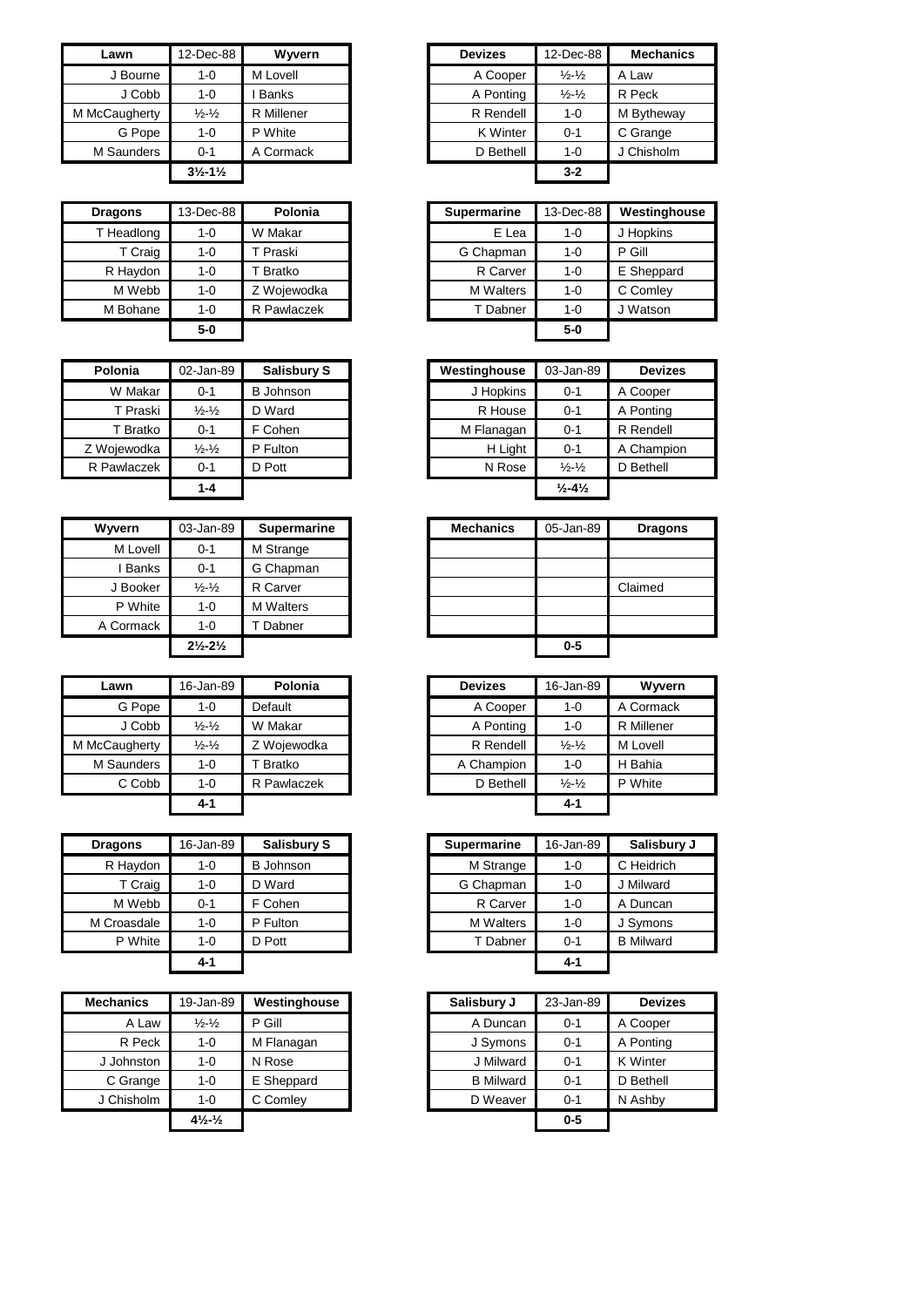| Lawn | 12-Dec-88 | Wyvern |
|---|---|---|
| J Bourne | 1-0 | M Lovell |
| J Cobb | 1-0 | I Banks |
| M McCaugherty | ½-½ | R Millener |
| G Pope | 1-0 | P White |
| M Saunders | 0-1 | A Cormack |
| | **3½-1½** | |

| Devizes | 12-Dec-88 | Mechanics |
|---|---|---|
| A Cooper | ½-½ | A Law |
| A Ponting | ½-½ | R Peck |
| R Rendell | 1-0 | M Bytheway |
| K Winter | 0-1 | C Grange |
| D Bethell | 1-0 | J Chisholm |
| | **3-2** | |

| Dragons | 13-Dec-88 | Polonia |
|---|---|---|
| T Headlong | 1-0 | W Makar |
| T Craig | 1-0 | T Praski |
| R Haydon | 1-0 | T Bratko |
| M Webb | 1-0 | Z Wojewodka |
| M Bohane | 1-0 | R Pawlaczek |
| | **5-0** | |

| Supermarine | 13-Dec-88 | Westinghouse |
|---|---|---|
| E Lea | 1-0 | J Hopkins |
| G Chapman | 1-0 | P Gill |
| R Carver | 1-0 | E Sheppard |
| M Walters | 1-0 | C Comley |
| T Dabner | 1-0 | J Watson |
| | **5-0** | |

| Polonia | 02-Jan-89 | Salisbury S |
|---|---|---|
| W Makar | 0-1 | B Johnson |
| T Praski | ½-½ | D Ward |
| T Bratko | 0-1 | F Cohen |
| Z Wojewodka | ½-½ | P Fulton |
| R Pawlaczek | 0-1 | D Pott |
| | **1-4** | |

| Westinghouse | 03-Jan-89 | Devizes |
|---|---|---|
| J Hopkins | 0-1 | A Cooper |
| R House | 0-1 | A Ponting |
| M Flanagan | 0-1 | R Rendell |
| H Light | 0-1 | A Champion |
| N Rose | ½-½ | D Bethell |
| | **½-4½** | |

| Wyvern | 03-Jan-89 | Supermarine |
|---|---|---|
| M Lovell | 0-1 | M Strange |
| I Banks | 0-1 | G Chapman |
| J Booker | ½-½ | R Carver |
| P White | 1-0 | M Walters |
| A Cormack | 1-0 | T Dabner |
| | **2½-2½** | |

| Mechanics | 05-Jan-89 | Dragons |
|---|---|---|
| | | |
| | | |
| | | Claimed |
| | | |
| | | |
| | **0-5** | |

| Lawn | 16-Jan-89 | Polonia |
|---|---|---|
| G Pope | 1-0 | Default |
| J Cobb | ½-½ | W Makar |
| M McCaugherty | ½-½ | Z Wojewodka |
| M Saunders | 1-0 | T Bratko |
| C Cobb | 1-0 | R Pawlaczek |
| | **4-1** | |

| Devizes | 16-Jan-89 | Wyvern |
|---|---|---|
| A Cooper | 1-0 | A Cormack |
| A Ponting | 1-0 | R Millener |
| R Rendell | ½-½ | M Lovell |
| A Champion | 1-0 | H Bahia |
| D Bethell | ½-½ | P White |
| | **4-1** | |

| Dragons | 16-Jan-89 | Salisbury S |
|---|---|---|
| R Haydon | 1-0 | B Johnson |
| T Craig | 1-0 | D Ward |
| M Webb | 0-1 | F Cohen |
| M Croasdale | 1-0 | P Fulton |
| P White | 1-0 | D Pott |
| | **4-1** | |

| Supermarine | 16-Jan-89 | Salisbury J |
|---|---|---|
| M Strange | 1-0 | C Heidrich |
| G Chapman | 1-0 | J Milward |
| R Carver | 1-0 | A Duncan |
| M Walters | 1-0 | J Symons |
| T Dabner | 0-1 | B Milward |
| | **4-1** | |

| Mechanics | 19-Jan-89 | Westinghouse |
|---|---|---|
| A Law | ½-½ | P Gill |
| R Peck | 1-0 | M Flanagan |
| J Johnston | 1-0 | N Rose |
| C Grange | 1-0 | E Sheppard |
| J Chisholm | 1-0 | C Comley |
| | **4½-½** | |

| Salisbury J | 23-Jan-89 | Devizes |
|---|---|---|
| A Duncan | 0-1 | A Cooper |
| J Symons | 0-1 | A Ponting |
| J Milward | 0-1 | K Winter |
| B Milward | 0-1 | D Bethell |
| D Weaver | 0-1 | N Ashby |
| | **0-5** | |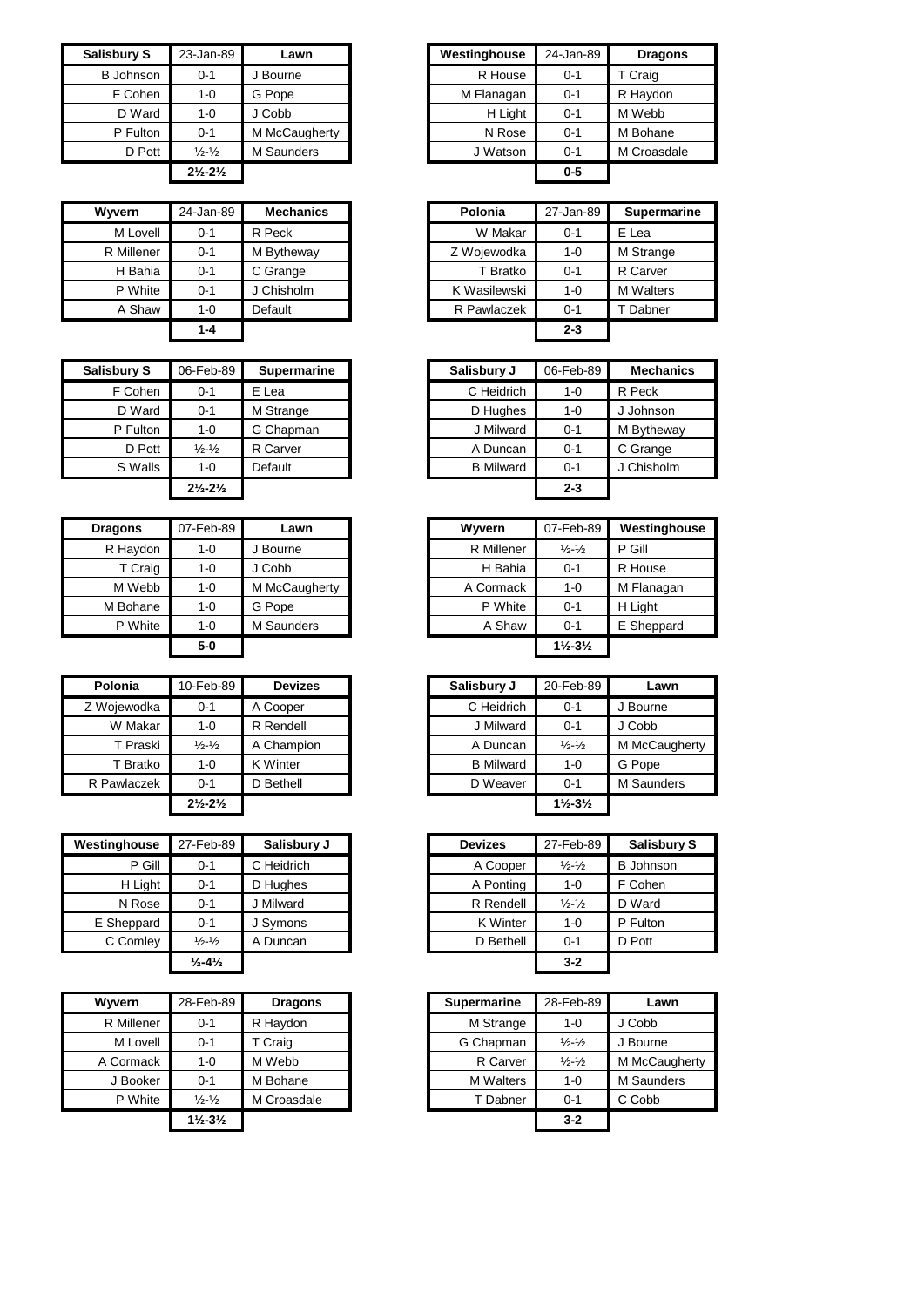| Salisbury S | 23-Jan-89 | Lawn |
|---|---|---|
| B Johnson | 0-1 | J Bourne |
| F Cohen | 1-0 | G Pope |
| D Ward | 1-0 | J Cobb |
| P Fulton | 0-1 | M McCaugherty |
| D Pott | ½-½ | M Saunders |
| | 2½-2½ | |

| Westinghouse | 24-Jan-89 | Dragons |
|---|---|---|
| R House | 0-1 | T Craig |
| M Flanagan | 0-1 | R Haydon |
| H Light | 0-1 | M Webb |
| N Rose | 0-1 | M Bohane |
| J Watson | 0-1 | M Croasdale |
| | 0-5 | |

| Wyvern | 24-Jan-89 | Mechanics |
|---|---|---|
| M Lovell | 0-1 | R Peck |
| R Millener | 0-1 | M Bytheway |
| H Bahia | 0-1 | C Grange |
| P White | 0-1 | J Chisholm |
| A Shaw | 1-0 | Default |
| | 1-4 | |

| Polonia | 27-Jan-89 | Supermarine |
|---|---|---|
| W Makar | 0-1 | E Lea |
| Z Wojewodka | 1-0 | M Strange |
| T Bratko | 0-1 | R Carver |
| K Wasilewski | 1-0 | M Walters |
| R Pawlaczek | 0-1 | T Dabner |
| | 2-3 | |

| Salisbury S | 06-Feb-89 | Supermarine |
|---|---|---|
| F Cohen | 0-1 | E Lea |
| D Ward | 0-1 | M Strange |
| P Fulton | 1-0 | G Chapman |
| D Pott | ½-½ | R Carver |
| S Walls | 1-0 | Default |
| | 2½-2½ | |

| Salisbury J | 06-Feb-89 | Mechanics |
|---|---|---|
| C Heidrich | 1-0 | R Peck |
| D Hughes | 1-0 | J Johnson |
| J Milward | 0-1 | M Bytheway |
| A Duncan | 0-1 | C Grange |
| B Milward | 0-1 | J Chisholm |
| | 2-3 | |

| Dragons | 07-Feb-89 | Lawn |
|---|---|---|
| R Haydon | 1-0 | J Bourne |
| T Craig | 1-0 | J Cobb |
| M Webb | 1-0 | M McCaugherty |
| M Bohane | 1-0 | G Pope |
| P White | 1-0 | M Saunders |
| | 5-0 | |

| Wyvern | 07-Feb-89 | Westinghouse |
|---|---|---|
| R Millener | ½-½ | P Gill |
| H Bahia | 0-1 | R House |
| A Cormack | 1-0 | M Flanagan |
| P White | 0-1 | H Light |
| A Shaw | 0-1 | E Sheppard |
| | 1½-3½ | |

| Polonia | 10-Feb-89 | Devizes |
|---|---|---|
| Z Wojewodka | 0-1 | A Cooper |
| W Makar | 1-0 | R Rendell |
| T Praski | ½-½ | A Champion |
| T Bratko | 1-0 | K Winter |
| R Pawlaczek | 0-1 | D Bethell |
| | 2½-2½ | |

| Salisbury J | 20-Feb-89 | Lawn |
|---|---|---|
| C Heidrich | 0-1 | J Bourne |
| J Milward | 0-1 | J Cobb |
| A Duncan | ½-½ | M McCaugherty |
| B Milward | 1-0 | G Pope |
| D Weaver | 0-1 | M Saunders |
| | 1½-3½ | |

| Westinghouse | 27-Feb-89 | Salisbury J |
|---|---|---|
| P Gill | 0-1 | C Heidrich |
| H Light | 0-1 | D Hughes |
| N Rose | 0-1 | J Milward |
| E Sheppard | 0-1 | J Symons |
| C Comley | ½-½ | A Duncan |
| | ½-4½ | |

| Devizes | 27-Feb-89 | Salisbury S |
|---|---|---|
| A Cooper | ½-½ | B Johnson |
| A Ponting | 1-0 | F Cohen |
| R Rendell | ½-½ | D Ward |
| K Winter | 1-0 | P Fulton |
| D Bethell | 0-1 | D Pott |
| | 3-2 | |

| Wyvern | 28-Feb-89 | Dragons |
|---|---|---|
| R Millener | 0-1 | R Haydon |
| M Lovell | 0-1 | T Craig |
| A Cormack | 1-0 | M Webb |
| J Booker | 0-1 | M Bohane |
| P White | ½-½ | M Croasdale |
| | 1½-3½ | |

| Supermarine | 28-Feb-89 | Lawn |
|---|---|---|
| M Strange | 1-0 | J Cobb |
| G Chapman | ½-½ | J Bourne |
| R Carver | ½-½ | M McCaugherty |
| M Walters | 1-0 | M Saunders |
| T Dabner | 0-1 | C Cobb |
| | 3-2 | |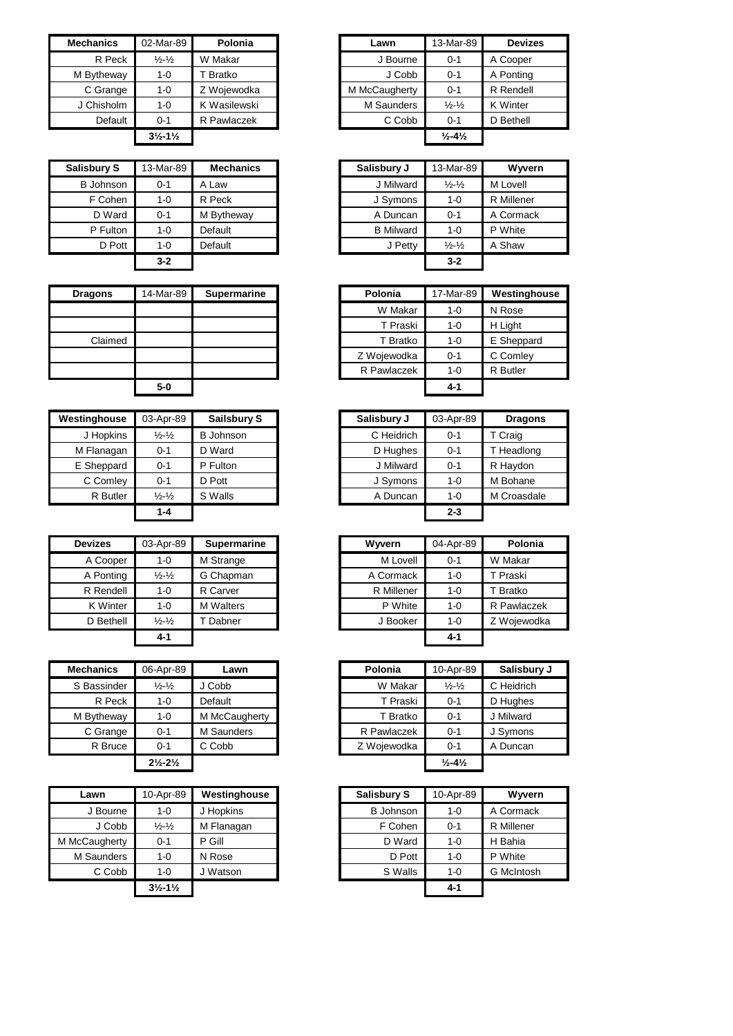| Mechanics | 02-Mar-89 | Polonia |
|---|---|---|
| R Peck | ½-½ | W Makar |
| M Bytheway | 1-0 | T Bratko |
| C Grange | 1-0 | Z Wojewodka |
| J Chisholm | 1-0 | K Wasilewski |
| Default | 0-1 | R Pawlaczek |
| | **3½-1½** | |

| Lawn | 13-Mar-89 | Devizes |
|---|---|---|
| J Bourne | 0-1 | A Cooper |
| J Cobb | 0-1 | A Ponting |
| M McCaugherty | 0-1 | R Rendell |
| M Saunders | ½-½ | K Winter |
| C Cobb | 0-1 | D Bethell |
| | **½-4½** | |

| Salisbury S | 13-Mar-89 | Mechanics |
|---|---|---|
| B Johnson | 0-1 | A Law |
| F Cohen | 1-0 | R Peck |
| D Ward | 0-1 | M Bytheway |
| P Fulton | 1-0 | Default |
| D Pott | 1-0 | Default |
| | **3-2** | |

| Salisbury J | 13-Mar-89 | Wyvern |
|---|---|---|
| J Milward | ½-½ | M Lovell |
| J Symons | 1-0 | R Millener |
| A Duncan | 0-1 | A Cormack |
| B Milward | 1-0 | P White |
| J Petty | ½-½ | A Shaw |
| | **3-2** | |

| Dragons | 14-Mar-89 | Supermarine |
|---|---|---|
| | | |
| | | |
| Claimed | | |
| | | |
| | | |
| | **5-0** | |

| Polonia | 17-Mar-89 | Westinghouse |
|---|---|---|
| W Makar | 1-0 | N Rose |
| T Praski | 1-0 | H Light |
| T Bratko | 1-0 | E Sheppard |
| Z Wojewodka | 0-1 | C Comley |
| R Pawlaczek | 1-0 | R Butler |
| | **4-1** | |

| Westinghouse | 03-Apr-89 | Sailsbury S |
|---|---|---|
| J Hopkins | ½-½ | B Johnson |
| M Flanagan | 0-1 | D Ward |
| E Sheppard | 0-1 | P Fulton |
| C Comley | 0-1 | D Pott |
| R Butler | ½-½ | S Walls |
| | **1-4** | |

| Salisbury J | 03-Apr-89 | Dragons |
|---|---|---|
| C Heidrich | 0-1 | T Craig |
| D Hughes | 0-1 | T Headlong |
| J Milward | 0-1 | R Haydon |
| J Symons | 1-0 | M Bohane |
| A Duncan | 1-0 | M Croasdale |
| | **2-3** | |

| Devizes | 03-Apr-89 | Supermarine |
|---|---|---|
| A Cooper | 1-0 | M Strange |
| A Ponting | ½-½ | G Chapman |
| R Rendell | 1-0 | R Carver |
| K Winter | 1-0 | M Walters |
| D Bethell | ½-½ | T Dabner |
| | **4-1** | |

| Wyvern | 04-Apr-89 | Polonia |
|---|---|---|
| M Lovell | 0-1 | W Makar |
| A Cormack | 1-0 | T Praski |
| R Millener | 1-0 | T Bratko |
| P White | 1-0 | R Pawlaczek |
| J Booker | 1-0 | Z Wojewodka |
| | **4-1** | |

| Mechanics | 06-Apr-89 | Lawn |
|---|---|---|
| S Bassinder | ½-½ | J Cobb |
| R Peck | 1-0 | Default |
| M Bytheway | 1-0 | M McCaugherty |
| C Grange | 0-1 | M Saunders |
| R Bruce | 0-1 | C Cobb |
| | **2½-2½** | |

| Polonia | 10-Apr-89 | Salisbury J |
|---|---|---|
| W Makar | ½-½ | C Heidrich |
| T Praski | 0-1 | D Hughes |
| T Bratko | 0-1 | J Milward |
| R Pawlaczek | 0-1 | J Symons |
| Z Wojewodka | 0-1 | A Duncan |
| | **½-4½** | |

| Lawn | 10-Apr-89 | Westinghouse |
|---|---|---|
| J Bourne | 1-0 | J Hopkins |
| J Cobb | ½-½ | M Flanagan |
| M McCaugherty | 0-1 | P Gill |
| M Saunders | 1-0 | N Rose |
| C Cobb | 1-0 | J Watson |
| | **3½-1½** | |

| Salisbury S | 10-Apr-89 | Wyvern |
|---|---|---|
| B Johnson | 1-0 | A Cormack |
| F Cohen | 0-1 | R Millener |
| D Ward | 1-0 | H Bahia |
| D Pott | 1-0 | P White |
| S Walls | 1-0 | G McIntosh |
| | **4-1** | |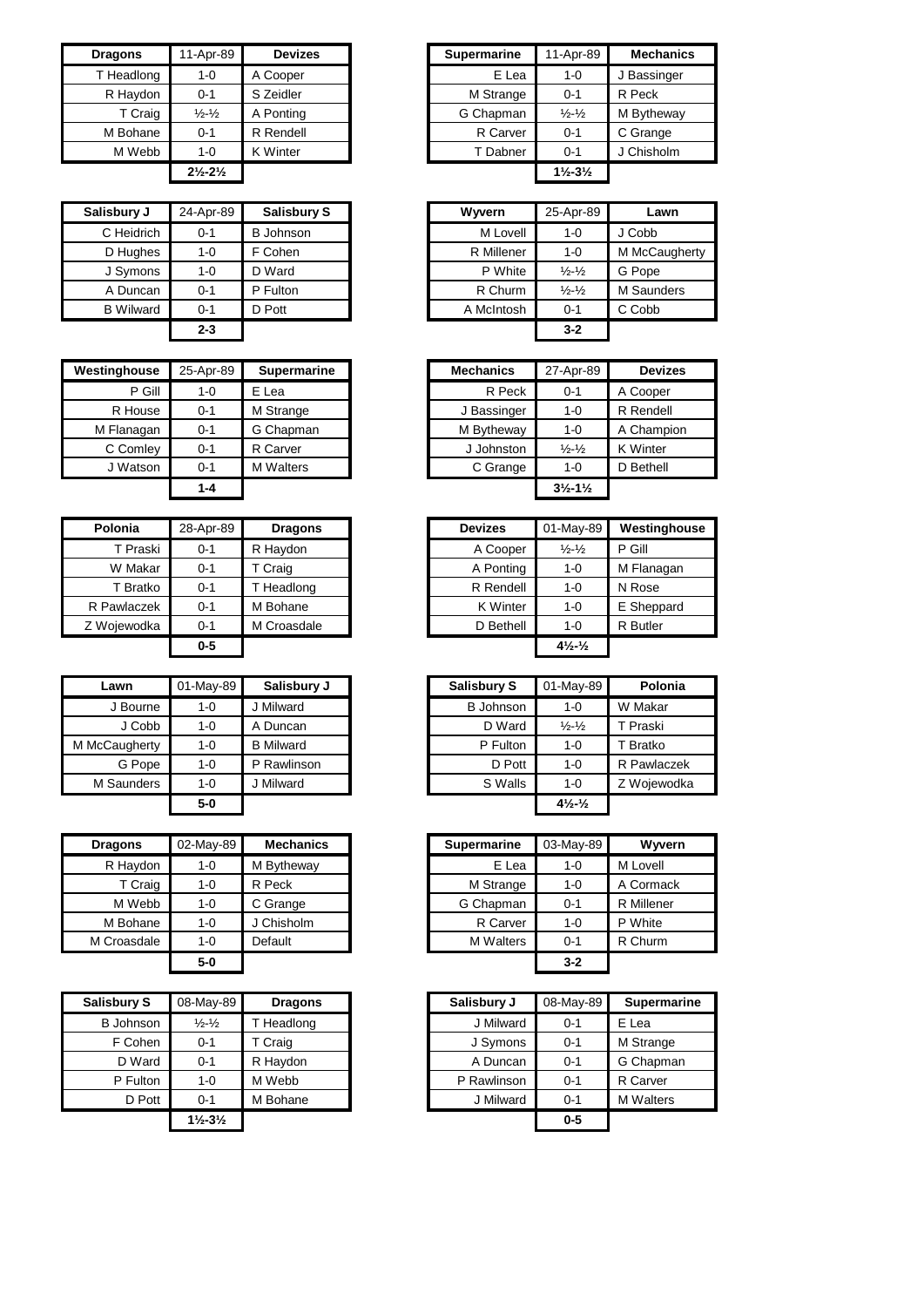| Dragons | 11-Apr-89 | Devizes |
| --- | --- | --- |
| T Headlong | 1-0 | A Cooper |
| R Haydon | 0-1 | S Zeidler |
| T Craig | ½-½ | A Ponting |
| M Bohane | 0-1 | R Rendell |
| M Webb | 1-0 | K Winter |
| | 2½-2½ | |

| Supermarine | 11-Apr-89 | Mechanics |
| --- | --- | --- |
| E Lea | 1-0 | J Bassinger |
| M Strange | 0-1 | R Peck |
| G Chapman | ½-½ | M Bytheway |
| R Carver | 0-1 | C Grange |
| T Dabner | 0-1 | J Chisholm |
| | 1½-3½ | |

| Salisbury J | 24-Apr-89 | Salisbury S |
| --- | --- | --- |
| C Heidrich | 0-1 | B Johnson |
| D Hughes | 1-0 | F Cohen |
| J Symons | 1-0 | D Ward |
| A Duncan | 0-1 | P Fulton |
| B Wilward | 0-1 | D Pott |
| | 2-3 | |

| Wyvern | 25-Apr-89 | Lawn |
| --- | --- | --- |
| M Lovell | 1-0 | J Cobb |
| R Millener | 1-0 | M McCaugherty |
| P White | ½-½ | G Pope |
| R Churm | ½-½ | M Saunders |
| A McIntosh | 0-1 | C Cobb |
| | 3-2 | |

| Westinghouse | 25-Apr-89 | Supermarine |
| --- | --- | --- |
| P Gill | 1-0 | E Lea |
| R House | 0-1 | M Strange |
| M Flanagan | 0-1 | G Chapman |
| C Comley | 0-1 | R Carver |
| J Watson | 0-1 | M Walters |
| | 1-4 | |

| Mechanics | 27-Apr-89 | Devizes |
| --- | --- | --- |
| R Peck | 0-1 | A Cooper |
| J Bassinger | 1-0 | R Rendell |
| M Bytheway | 1-0 | A Champion |
| J Johnston | ½-½ | K Winter |
| C Grange | 1-0 | D Bethell |
| | 3½-1½ | |

| Polonia | 28-Apr-89 | Dragons |
| --- | --- | --- |
| T Praski | 0-1 | R Haydon |
| W Makar | 0-1 | T Craig |
| T Bratko | 0-1 | T Headlong |
| R Pawlaczek | 0-1 | M Bohane |
| Z Wojewodka | 0-1 | M Croasdale |
| | 0-5 | |

| Devizes | 01-May-89 | Westinghouse |
| --- | --- | --- |
| A Cooper | ½-½ | P Gill |
| A Ponting | 1-0 | M Flanagan |
| R Rendell | 1-0 | N Rose |
| K Winter | 1-0 | E Sheppard |
| D Bethell | 1-0 | R Butler |
| | 4½-½ | |

| Lawn | 01-May-89 | Salisbury J |
| --- | --- | --- |
| J Bourne | 1-0 | J Milward |
| J Cobb | 1-0 | A Duncan |
| M McCaugherty | 1-0 | B Milward |
| G Pope | 1-0 | P Rawlinson |
| M Saunders | 1-0 | J Milward |
| | 5-0 | |

| Salisbury S | 01-May-89 | Polonia |
| --- | --- | --- |
| B Johnson | 1-0 | W Makar |
| D Ward | ½-½ | T Praski |
| P Fulton | 1-0 | T Bratko |
| D Pott | 1-0 | R Pawlaczek |
| S Walls | 1-0 | Z Wojewodka |
| | 4½-½ | |

| Dragons | 02-May-89 | Mechanics |
| --- | --- | --- |
| R Haydon | 1-0 | M Bytheway |
| T Craig | 1-0 | R Peck |
| M Webb | 1-0 | C Grange |
| M Bohane | 1-0 | J Chisholm |
| M Croasdale | 1-0 | Default |
| | 5-0 | |

| Supermarine | 03-May-89 | Wyvern |
| --- | --- | --- |
| E Lea | 1-0 | M Lovell |
| M Strange | 1-0 | A Cormack |
| G Chapman | 0-1 | R Millener |
| R Carver | 1-0 | P White |
| M Walters | 0-1 | R Churm |
| | 3-2 | |

| Salisbury S | 08-May-89 | Dragons |
| --- | --- | --- |
| B Johnson | ½-½ | T Headlong |
| F Cohen | 0-1 | T Craig |
| D Ward | 0-1 | R Haydon |
| P Fulton | 1-0 | M Webb |
| D Pott | 0-1 | M Bohane |
| | 1½-3½ | |

| Salisbury J | 08-May-89 | Supermarine |
| --- | --- | --- |
| J Milward | 0-1 | E Lea |
| J Symons | 0-1 | M Strange |
| A Duncan | 0-1 | G Chapman |
| P Rawlinson | 0-1 | R Carver |
| J Milward | 0-1 | M Walters |
| | 0-5 | |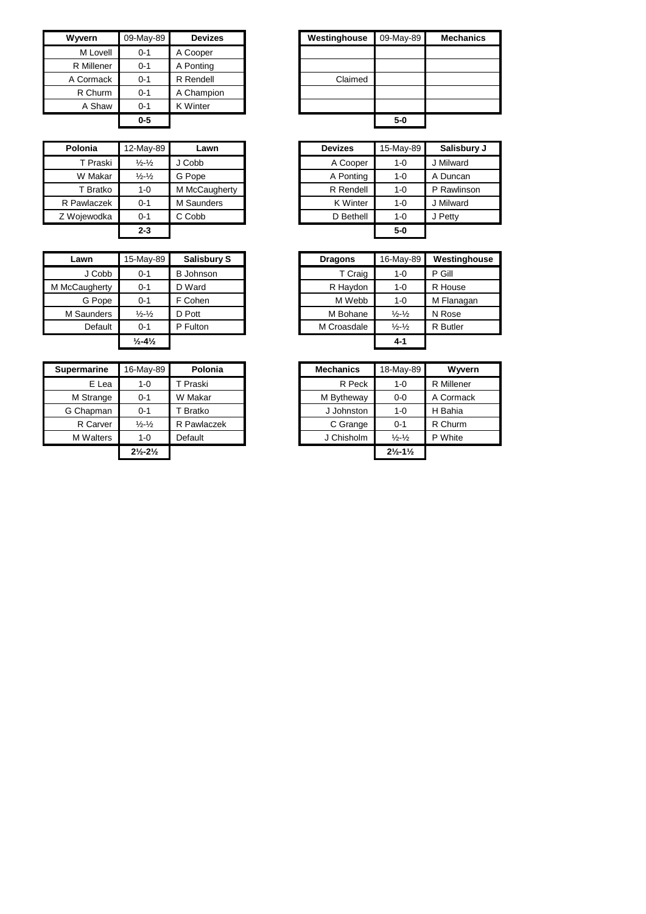| Wyvern | 09-May-89 | Devizes |
|---|---|---|
| M Lovell | 0-1 | A Cooper |
| R Millener | 0-1 | A Ponting |
| A Cormack | 0-1 | R Rendell |
| R Churm | 0-1 | A Champion |
| A Shaw | 0-1 | K Winter |
| | 0-5 | |

| Westinghouse | 09-May-89 | Mechanics |
|---|---|---|
| | | |
| | | |
| Claimed | | |
| | | |
| | | |
| | 5-0 | |

| Polonia | 12-May-89 | Lawn |
|---|---|---|
| T Praski | ½-½ | J Cobb |
| W Makar | ½-½ | G Pope |
| T Bratko | 1-0 | M McCaugherty |
| R Pawlaczek | 0-1 | M Saunders |
| Z Wojewodka | 0-1 | C Cobb |
| | 2-3 | |

| Devizes | 15-May-89 | Salisbury J |
|---|---|---|
| A Cooper | 1-0 | J Milward |
| A Ponting | 1-0 | A Duncan |
| R Rendell | 1-0 | P Rawlinson |
| K Winter | 1-0 | J Milward |
| D Bethell | 1-0 | J Petty |
| | 5-0 | |

| Lawn | 15-May-89 | Salisbury S |
|---|---|---|
| J Cobb | 0-1 | B Johnson |
| M McCaugherty | 0-1 | D Ward |
| G Pope | 0-1 | F Cohen |
| M Saunders | ½-½ | D Pott |
| Default | 0-1 | P Fulton |
| | ½-4½ | |

| Dragons | 16-May-89 | Westinghouse |
|---|---|---|
| T Craig | 1-0 | P Gill |
| R Haydon | 1-0 | R House |
| M Webb | 1-0 | M Flanagan |
| M Bohane | ½-½ | N Rose |
| M Croasdale | ½-½ | R Butler |
| | 4-1 | |

| Supermarine | 16-May-89 | Polonia |
|---|---|---|
| E Lea | 1-0 | T Praski |
| M Strange | 0-1 | W Makar |
| G Chapman | 0-1 | T Bratko |
| R Carver | ½-½ | R Pawlaczek |
| M Walters | 1-0 | Default |
| | 2½-2½ | |

| Mechanics | 18-May-89 | Wyvern |
|---|---|---|
| R Peck | 1-0 | R Millener |
| M Bytheway | 0-0 | A Cormack |
| J Johnston | 1-0 | H Bahia |
| C Grange | 0-1 | R Churm |
| J Chisholm | ½-½ | P White |
| | 2½-1½ | |